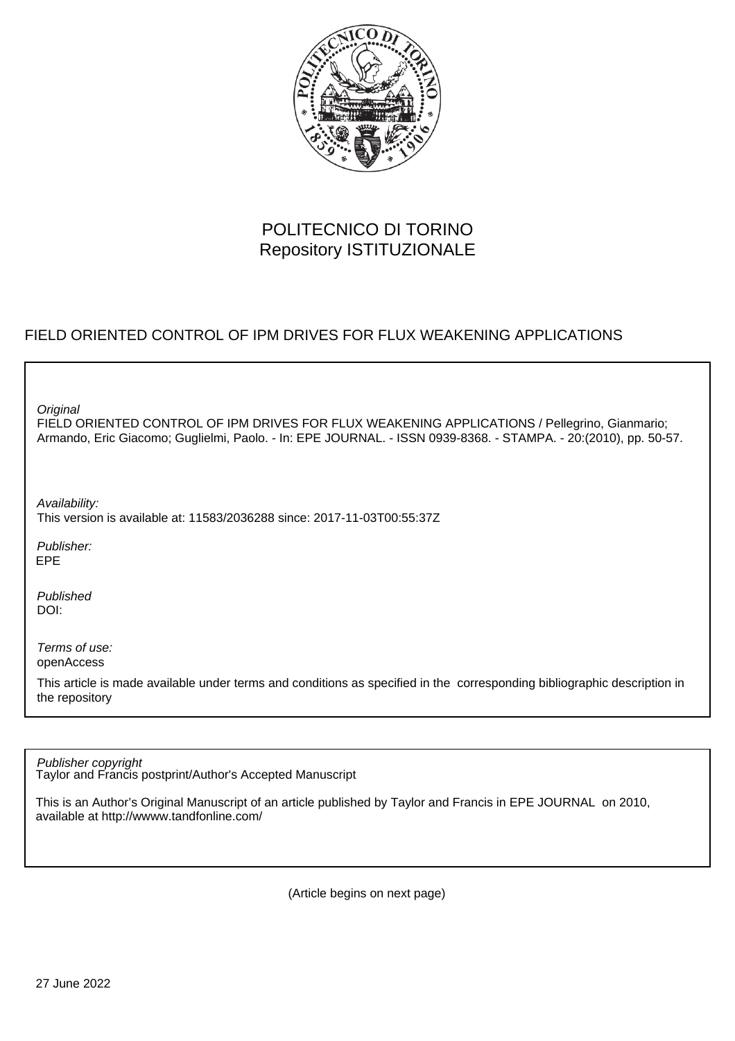POLITECNICO DI TORINO
Repository ISTITUZIONALE

FIELD ORIENTED CONTROL OF IPM DRIVES FOR FLUX WEAKENING APPLICATIONS

*Original*
FIELD ORIENTED CONTROL OF IPM DRIVES FOR FLUX WEAKENING APPLICATIONS / Pellegrino, Gianmario; Armando, Eric Giacomo; Guglielmi, Paolo. - In: EPE JOURNAL. - ISSN 0939-8368. - STAMPA. - 20:(2010), pp. 50-57.

*Availability:*
This version is available at: 11583/2036288 since: 2017-11-03T00:55:37Z

*Publisher:*
EPE

*Published*
DOI:

*Terms of use:*
openAccess

This article is made available under terms and conditions as specified in the corresponding bibliographic description in the repository

*Publisher copyright*
Taylor and Francis postprint/Author's Accepted Manuscript

This is an Author's Original Manuscript of an article published by Taylor and Francis in EPE JOURNAL on 2010, available at http://wwww.tandfonline.com/

(Article begins on next page)

27 June 2022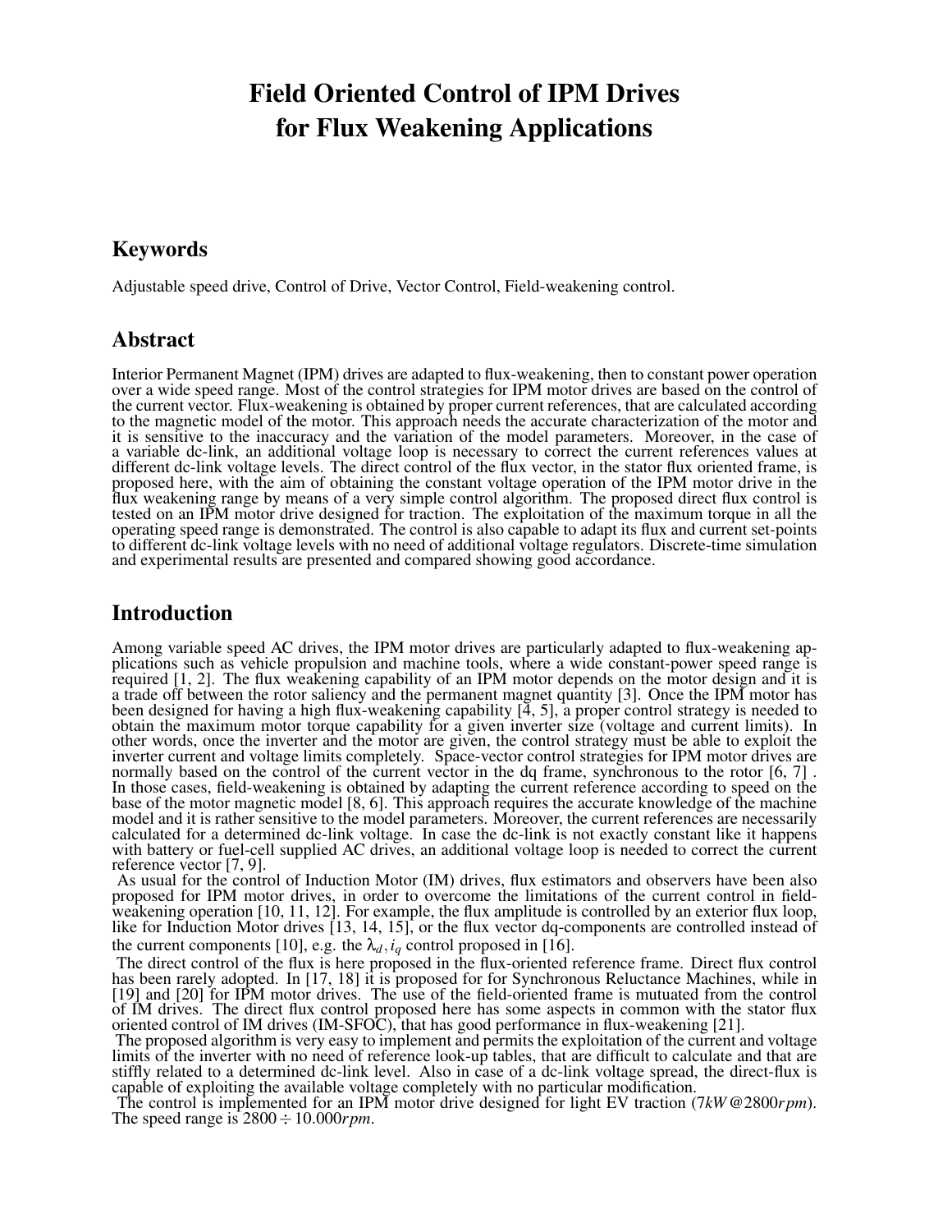# Field Oriented Control of IPM Drives for Flux Weakening Applications

## Keywords

Adjustable speed drive, Control of Drive, Vector Control, Field-weakening control.

## Abstract

Interior Permanent Magnet (IPM) drives are adapted to flux-weakening, then to constant power operation over a wide speed range. Most of the control strategies for IPM motor drives are based on the control of the current vector. Flux-weakening is obtained by proper current references, that are calculated according to the magnetic model of the motor. This approach needs the accurate characterization of the motor and it is sensitive to the inaccuracy and the variation of the model parameters. Moreover, in the case of a variable dc-link, an additional voltage loop is necessary to correct the current references values at different dc-link voltage levels. The direct control of the flux vector, in the stator flux oriented frame, is proposed here, with the aim of obtaining the constant voltage operation of the IPM motor drive in the flux weakening range by means of a very simple control algorithm. The proposed direct flux control is tested on an IPM motor drive designed for traction. The exploitation of the maximum torque in all the operating speed range is demonstrated. The control is also capable to adapt its flux and current set-points to different dc-link voltage levels with no need of additional voltage regulators. Discrete-time simulation and experimental results are presented and compared showing good accordance.

## Introduction

Among variable speed AC drives, the IPM motor drives are particularly adapted to flux-weakening applications such as vehicle propulsion and machine tools, where a wide constant-power speed range is required [1, 2]. The flux weakening capability of an IPM motor depends on the motor design and it is a trade off between the rotor saliency and the permanent magnet quantity [3]. Once the IPM motor has been designed for having a high flux-weakening capability [4, 5], a proper control strategy is needed to obtain the maximum motor torque capability for a given inverter size (voltage and current limits). In other words, once the inverter and the motor are given, the control strategy must be able to exploit the inverter current and voltage limits completely. Space-vector control strategies for IPM motor drives are normally based on the control of the current vector in the dq frame, synchronous to the rotor [6, 7] . In those cases, field-weakening is obtained by adapting the current reference according to speed on the base of the motor magnetic model [8, 6]. This approach requires the accurate knowledge of the machine model and it is rather sensitive to the model parameters. Moreover, the current references are necessarily calculated for a determined dc-link voltage. In case the dc-link is not exactly constant like it happens with battery or fuel-cell supplied AC drives, an additional voltage loop is needed to correct the current reference vector [7, 9].

As usual for the control of Induction Motor (IM) drives, flux estimators and observers have been also proposed for IPM motor drives, in order to overcome the limitations of the current control in field-weakening operation [10, 11, 12]. For example, the flux amplitude is controlled by an exterior flux loop, like for Induction Motor drives [13, 14, 15], or the flux vector dq-components are controlled instead of the current components [10], e.g. the $\lambda_d, i_q$ control proposed in [16].

The direct control of the flux is here proposed in the flux-oriented reference frame. Direct flux control has been rarely adopted. In [17, 18] it is proposed for for Synchronous Reluctance Machines, while in [19] and [20] for IPM motor drives. The use of the field-oriented frame is mutuated from the control of IM drives. The direct flux control proposed here has some aspects in common with the stator flux oriented control of IM drives (IM-SFOC), that has good performance in flux-weakening [21].

The proposed algorithm is very easy to implement and permits the exploitation of the current and voltage limits of the inverter with no need of reference look-up tables, that are difficult to calculate and that are stiffly related to a determined dc-link level. Also in case of a dc-link voltage spread, the direct-flux is capable of exploiting the available voltage completely with no particular modification.

The control is implemented for an IPM motor drive designed for light EV traction ($7kW@2800rpm$). The speed range is $2800 \div 10.000rpm$.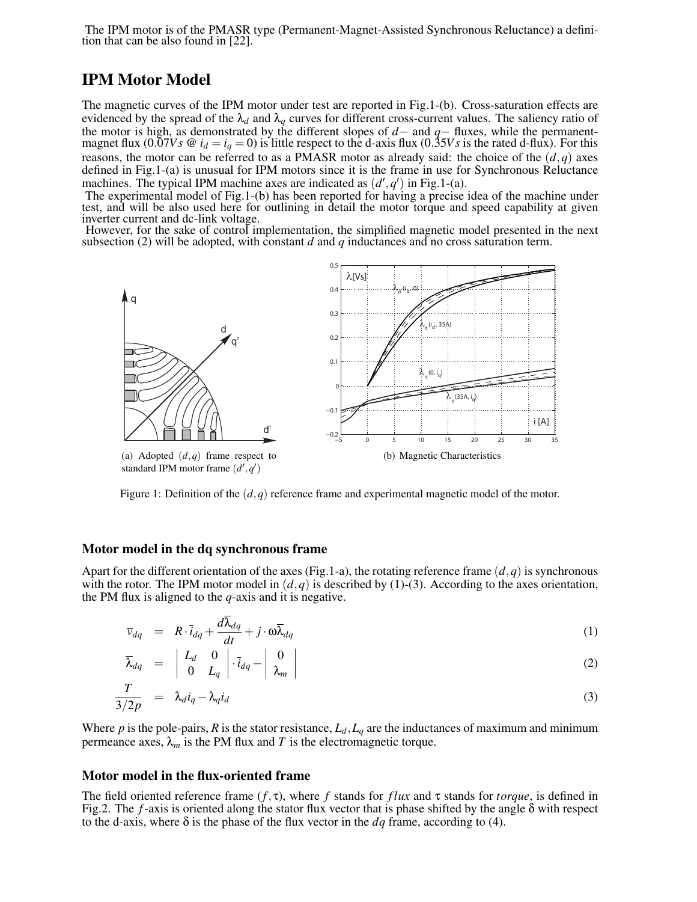The IPM motor is of the PMASR type (Permanent-Magnet-Assisted Synchronous Reluctance) a definition that can be also found in [22].

## IPM Motor Model

The magnetic curves of the IPM motor under test are reported in Fig.1-(b). Cross-saturation effects are evidenced by the spread of the $\lambda_d$ and $\lambda_q$ curves for different cross-current values. The saliency ratio of the motor is high, as demonstrated by the different slopes of $d-$ and $q-$ fluxes, while the permanent-magnet flux ($0.07Vs$ @ $i_d = i_q = 0$) is little respect to the d-axis flux ($0.35Vs$ is the rated d-flux). For this reasons, the motor can be referred to as a PMASR motor as already said: the choice of the $(d, q)$ axes defined in Fig.1-(a) is unusual for IPM motors since it is the frame in use for Synchronous Reluctance machines. The typical IPM machine axes are indicated as $(d', q')$ in Fig.1-(a).

The experimental model of Fig.1-(b) has been reported for having a precise idea of the machine under test, and will be also used here for outlining in detail the motor torque and speed capability at given inverter current and dc-link voltage.

However, for the sake of control implementation, the simplified magnetic model presented in the next subsection (2) will be adopted, with constant $d$ and $q$ inductances and no cross saturation term.

(a) Adopted $(d, q)$ frame respect to standard IPM motor frame $(d', q')$

(b) Magnetic Characteristics

Figure 1: Definition of the $(d, q)$ reference frame and experimental magnetic model of the motor.

### Motor model in the dq synchronous frame

Apart for the different orientation of the axes (Fig.1-a), the rotating reference frame $(d, q)$ is synchronous with the rotor. The IPM motor model in $(d, q)$ is described by (1)-(3). According to the axes orientation, the PM flux is aligned to the $q$-axis and it is negative.

$$\overline{v}_{dq} = R \cdot \overline{i}_{dq} + \frac{d\overline{\lambda}_{dq}}{dt} + j \cdot \omega \overline{\lambda}_{dq} \tag{1}$$

$$\overline{\lambda}_{dq} = \begin{vmatrix} L_d & 0 \\ 0 & L_q \end{vmatrix} \cdot \overline{i}_{dq} - \begin{vmatrix} 0 \\ \lambda_m \end{vmatrix} \tag{2}$$

$$\frac{T}{3/2p} = \lambda_d i_q - \lambda_q i_d \tag{3}$$

Where $p$ is the pole-pairs, $R$ is the stator resistance, $L_d, L_q$ are the inductances of maximum and minimum permeance axes, $\lambda_m$ is the PM flux and $T$ is the electromagnetic torque.

### Motor model in the flux-oriented frame

The field oriented reference frame $(f, \tau)$, where $f$ stands for *flux* and $\tau$ stands for *torque*, is defined in Fig.2. The $f$-axis is oriented along the stator flux vector that is phase shifted by the angle $\delta$ with respect to the d-axis, where $\delta$ is the phase of the flux vector in the $dq$ frame, according to (4).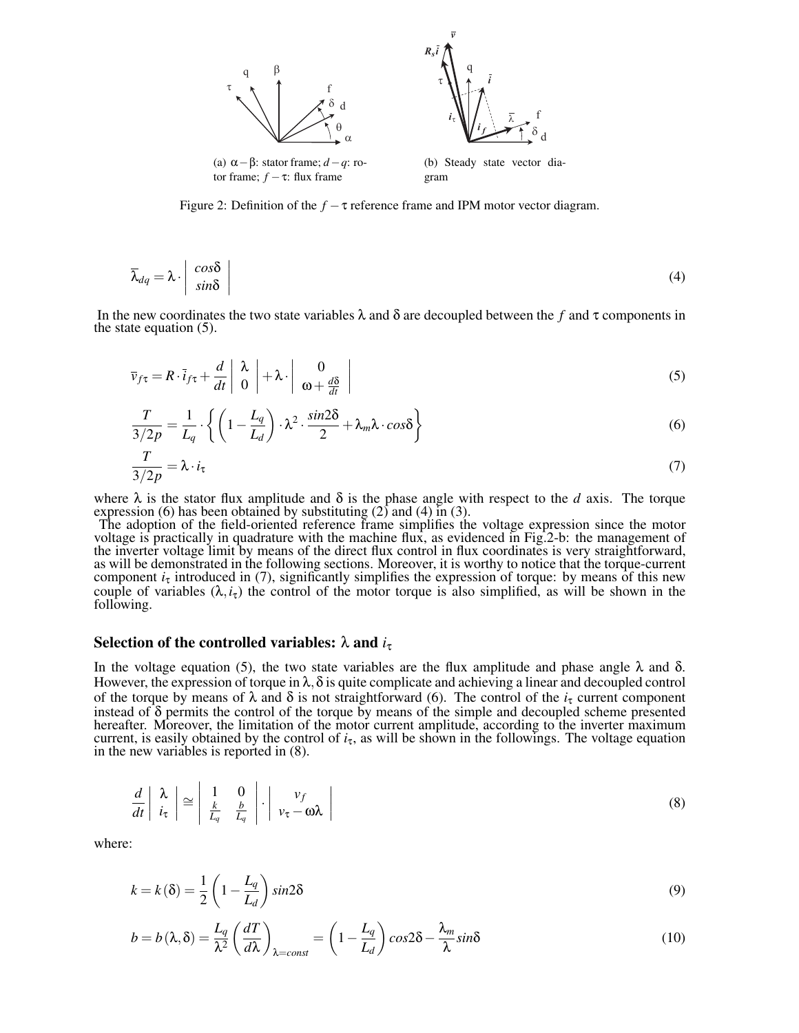(a) $\alpha-\beta$: stator frame; $d-q$: rotor frame; $f-\tau$: flux frame

(b) Steady state vector diagram

Figure 2: Definition of the $f-\tau$ reference frame and IPM motor vector diagram.

$$\overline{\lambda}_{dq} = \lambda \cdot \begin{vmatrix} cos\delta \\ sin\delta \end{vmatrix} \tag{4}$$

In the new coordinates the two state variables $\lambda$ and $\delta$ are decoupled between the $f$ and $\tau$ components in the state equation (5).

$$\overline{v}_{f\tau} = R \cdot \overline{i}_{f\tau} + \frac{d}{dt} \begin{vmatrix} \lambda \\ 0 \end{vmatrix} + \lambda \cdot \begin{vmatrix} 0 \\ \omega + \frac{d\delta}{dt} \end{vmatrix} \tag{5}$$

$$\frac{T}{3/2p} = \frac{1}{L_q} \cdot \left\{ \left(1 - \frac{L_q}{L_d}\right) \cdot \lambda^2 \cdot \frac{sin2\delta}{2} + \lambda_m \lambda \cdot cos\delta \right\} \tag{6}$$

$$\frac{T}{3/2p} = \lambda \cdot i_\tau \tag{7}$$

where $\lambda$ is the stator flux amplitude and $\delta$ is the phase angle with respect to the $d$ axis. The torque expression (6) has been obtained by substituting (2) and (4) in (3).

The adoption of the field-oriented reference frame simplifies the voltage expression since the motor voltage is practically in quadrature with the machine flux, as evidenced in Fig.2-b: the management of the inverter voltage limit by means of the direct flux control in flux coordinates is very straightforward, as will be demonstrated in the following sections. Moreover, it is worthy to notice that the torque-current component $i_\tau$ introduced in (7), significantly simplifies the expression of torque: by means of this new couple of variables $(\lambda, i_\tau)$ the control of the motor torque is also simplified, as will be shown in the following.

### Selection of the controlled variables: $\lambda$ and $i_\tau$

In the voltage equation (5), the two state variables are the flux amplitude and phase angle $\lambda$ and $\delta$. However, the expression of torque in $\lambda, \delta$ is quite complicate and achieving a linear and decoupled control of the torque by means of $\lambda$ and $\delta$ is not straightforward (6). The control of the $i_\tau$ current component instead of $\delta$ permits the control of the torque by means of the simple and decoupled scheme presented hereafter. Moreover, the limitation of the motor current amplitude, according to the inverter maximum current, is easily obtained by the control of $i_\tau$, as will be shown in the followings. The voltage equation in the new variables is reported in (8).

$$\frac{d}{dt} \begin{vmatrix} \lambda \\ i_\tau \end{vmatrix} \cong \begin{vmatrix} 1 & 0 \\ \frac{k}{L_q} & \frac{b}{L_q} \end{vmatrix} \cdot \begin{vmatrix} v_f \\ v_\tau - \omega\lambda \end{vmatrix} \tag{8}$$

where:

$$k = k(\delta) = \frac{1}{2}\left(1 - \frac{L_q}{L_d}\right) sin2\delta \tag{9}$$

$$b = b(\lambda, \delta) = \frac{L_q}{\lambda^2}\left(\frac{dT}{d\lambda}\right)_{\lambda=const} = \left(1 - \frac{L_q}{L_d}\right) cos2\delta - \frac{\lambda_m}{\lambda} sin\delta \tag{10}$$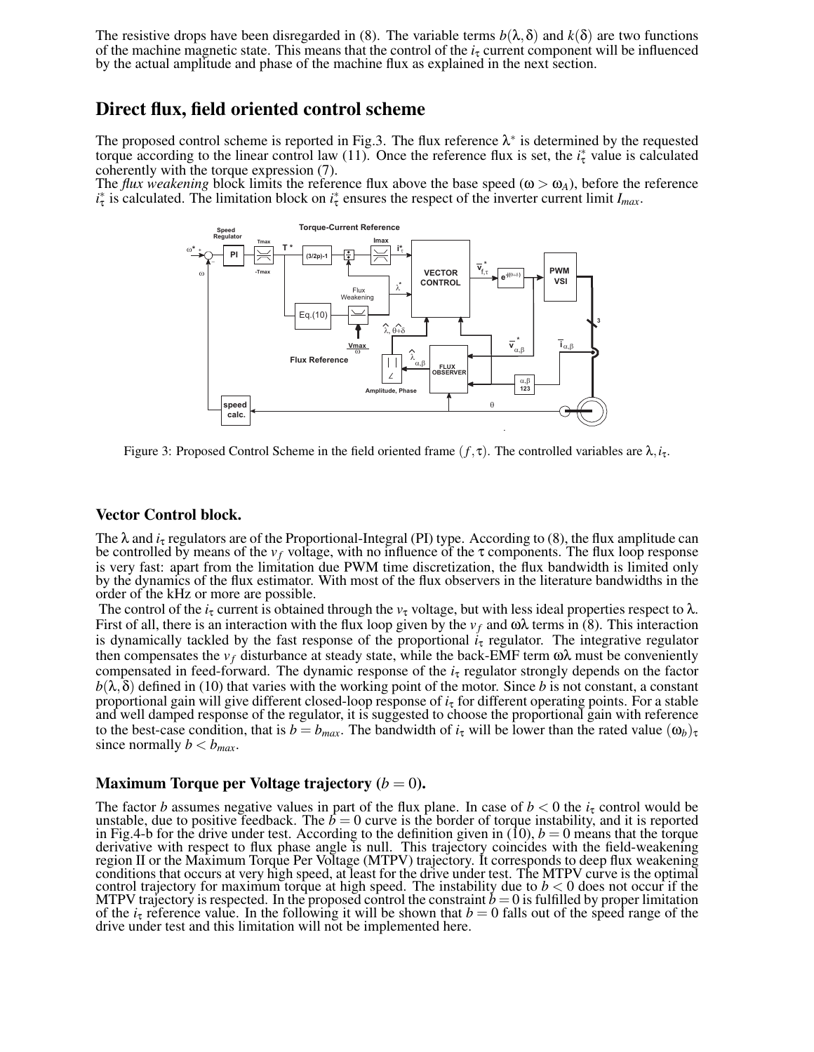The resistive drops have been disregarded in (8). The variable terms $b(\lambda,\delta)$ and $k(\delta)$ are two functions of the machine magnetic state. This means that the control of the $i_\tau$ current component will be influenced by the actual amplitude and phase of the machine flux as explained in the next section.

## Direct flux, field oriented control scheme

The proposed control scheme is reported in Fig.3. The flux reference $\lambda^*$ is determined by the requested torque according to the linear control law (11). Once the reference flux is set, the $i_\tau^*$ value is calculated coherently with the torque expression (7).
The *flux weakening* block limits the reference flux above the base speed ($\omega > \omega_A$), before the reference $i_\tau^*$ is calculated. The limitation block on $i_\tau^*$ ensures the respect of the inverter current limit $I_{max}$.

Figure 3: Proposed Control Scheme in the field oriented frame $(f,\tau)$. The controlled variables are $\lambda, i_\tau$.

### Vector Control block.

The $\lambda$ and $i_\tau$ regulators are of the Proportional-Integral (PI) type. According to (8), the flux amplitude can be controlled by means of the $v_f$ voltage, with no influence of the $\tau$ components. The flux loop response is very fast: apart from the limitation due PWM time discretization, the flux bandwidth is limited only by the dynamics of the flux estimator. With most of the flux observers in the literature bandwidths in the order of the kHz or more are possible.
The control of the $i_\tau$ current is obtained through the $v_\tau$ voltage, but with less ideal properties respect to $\lambda$. First of all, there is an interaction with the flux loop given by the $v_f$ and $\omega\lambda$ terms in (8). This interaction is dynamically tackled by the fast response of the proportional $i_\tau$ regulator. The integrative regulator then compensates the $v_f$ disturbance at steady state, while the back-EMF term $\omega\lambda$ must be conveniently compensated in feed-forward. The dynamic response of the $i_\tau$ regulator strongly depends on the factor $b(\lambda,\delta)$ defined in (10) that varies with the working point of the motor. Since $b$ is not constant, a constant proportional gain will give different closed-loop response of $i_\tau$ for different operating points. For a stable and well damped response of the regulator, it is suggested to choose the proportional gain with reference to the best-case condition, that is $b = b_{max}$. The bandwidth of $i_\tau$ will be lower than the rated value $(\omega_b)_\tau$ since normally $b < b_{max}$.

### Maximum Torque per Voltage trajectory ($b = 0$).

The factor $b$ assumes negative values in part of the flux plane. In case of $b < 0$ the $i_\tau$ control would be unstable, due to positive feedback. The $b = 0$ curve is the border of torque instability, and it is reported in Fig.4-b for the drive under test. According to the definition given in (10), $b = 0$ means that the torque derivative with respect to flux phase angle is null. This trajectory coincides with the field-weakening region II or the Maximum Torque Per Voltage (MTPV) trajectory. It corresponds to deep flux weakening conditions that occurs at very high speed, at least for the drive under test. The MTPV curve is the optimal control trajectory for maximum torque at high speed. The instability due to $b < 0$ does not occur if the MTPV trajectory is respected. In the proposed control the constraint $b = 0$ is fulfilled by proper limitation of the $i_\tau$ reference value. In the following it will be shown that $b = 0$ falls out of the speed range of the drive under test and this limitation will not be implemented here.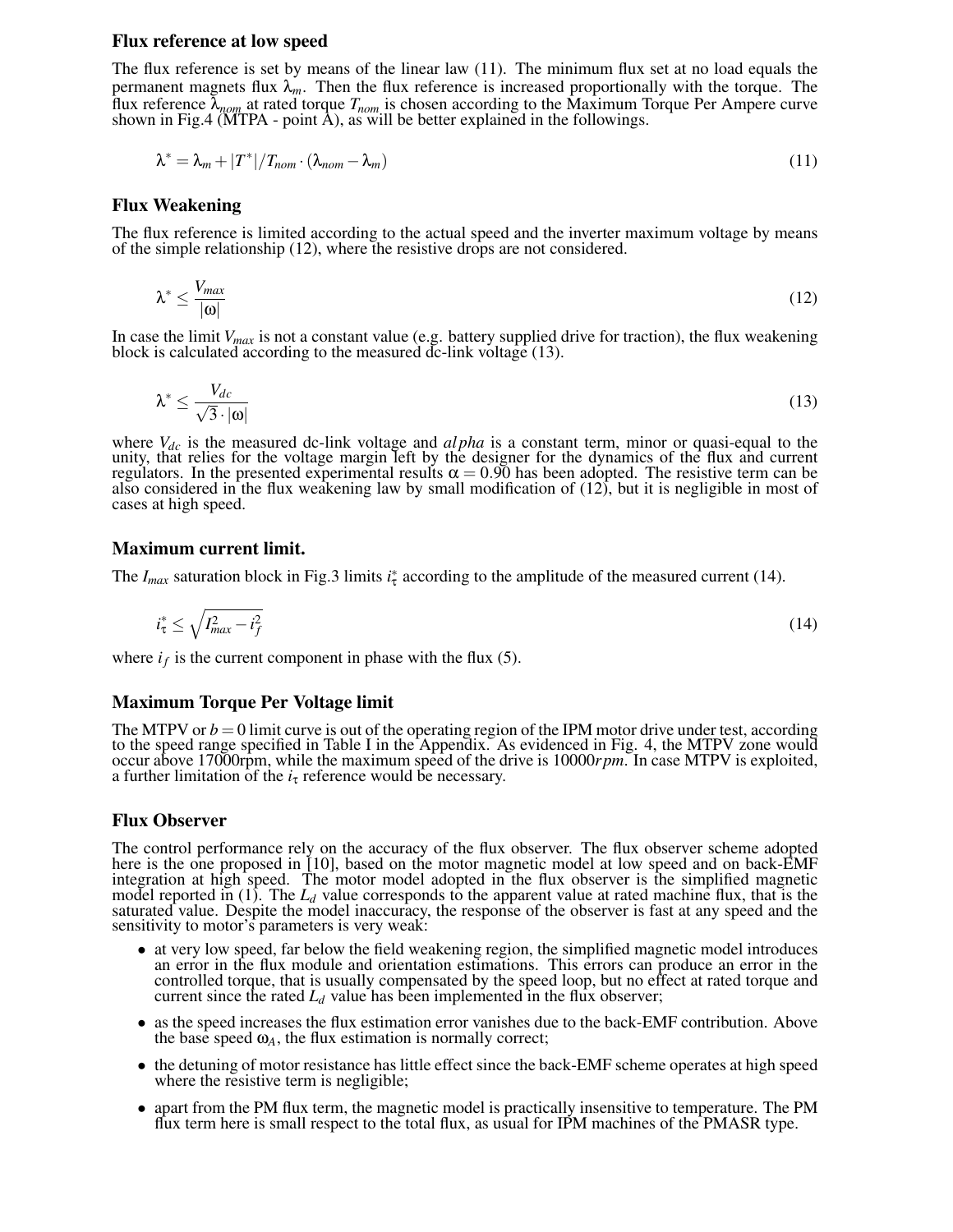### Flux reference at low speed

The flux reference is set by means of the linear law (11). The minimum flux set at no load equals the permanent magnets flux $\lambda_m$. Then the flux reference is increased proportionally with the torque. The flux reference $\lambda_{nom}$ at rated torque $T_{nom}$ is chosen according to the Maximum Torque Per Ampere curve shown in Fig.4 (MTPA - point A), as will be better explained in the followings.

$$\lambda^* = \lambda_m + |T^*|/T_{nom} \cdot (\lambda_{nom} - \lambda_m) \tag{11}$$

### Flux Weakening

The flux reference is limited according to the actual speed and the inverter maximum voltage by means of the simple relationship (12), where the resistive drops are not considered.

$$\lambda^* \leq \frac{V_{max}}{|\omega|} \tag{12}$$

In case the limit $V_{max}$ is not a constant value (e.g. battery supplied drive for traction), the flux weakening block is calculated according to the measured dc-link voltage (13).

$$\lambda^* \leq \frac{V_{dc}}{\sqrt{3} \cdot |\omega|} \tag{13}$$

where $V_{dc}$ is the measured dc-link voltage and $alpha$ is a constant term, minor or quasi-equal to the unity, that relies for the voltage margin left by the designer for the dynamics of the flux and current regulators. In the presented experimental results $\alpha = 0.90$ has been adopted. The resistive term can be also considered in the flux weakening law by small modification of (12), but it is negligible in most of cases at high speed.

### Maximum current limit.

The $I_{max}$ saturation block in Fig.3 limits $i^*_\tau$ according to the amplitude of the measured current (14).

$$i^*_\tau \leq \sqrt{I^2_{max} - i^2_f} \tag{14}$$

where $i_f$ is the current component in phase with the flux (5).

### Maximum Torque Per Voltage limit

The MTPV or $b = 0$ limit curve is out of the operating region of the IPM motor drive under test, according to the speed range specified in Table I in the Appendix. As evidenced in Fig. 4, the MTPV zone would occur above 17000rpm, while the maximum speed of the drive is 10000$rpm$. In case MTPV is exploited, a further limitation of the $i_\tau$ reference would be necessary.

### Flux Observer

The control performance rely on the accuracy of the flux observer. The flux observer scheme adopted here is the one proposed in [10], based on the motor magnetic model at low speed and on back-EMF integration at high speed. The motor model adopted in the flux observer is the simplified magnetic model reported in (1). The $L_d$ value corresponds to the apparent value at rated machine flux, that is the saturated value. Despite the model inaccuracy, the response of the observer is fast at any speed and the sensitivity to motor's parameters is very weak:

- at very low speed, far below the field weakening region, the simplified magnetic model introduces an error in the flux module and orientation estimations. This errors can produce an error in the controlled torque, that is usually compensated by the speed loop, but no effect at rated torque and current since the rated $L_d$ value has been implemented in the flux observer;
- as the speed increases the flux estimation error vanishes due to the back-EMF contribution. Above the base speed $\omega_A$, the flux estimation is normally correct;
- the detuning of motor resistance has little effect since the back-EMF scheme operates at high speed where the resistive term is negligible;
- apart from the PM flux term, the magnetic model is practically insensitive to temperature. The PM flux term here is small respect to the total flux, as usual for IPM machines of the PMASR type.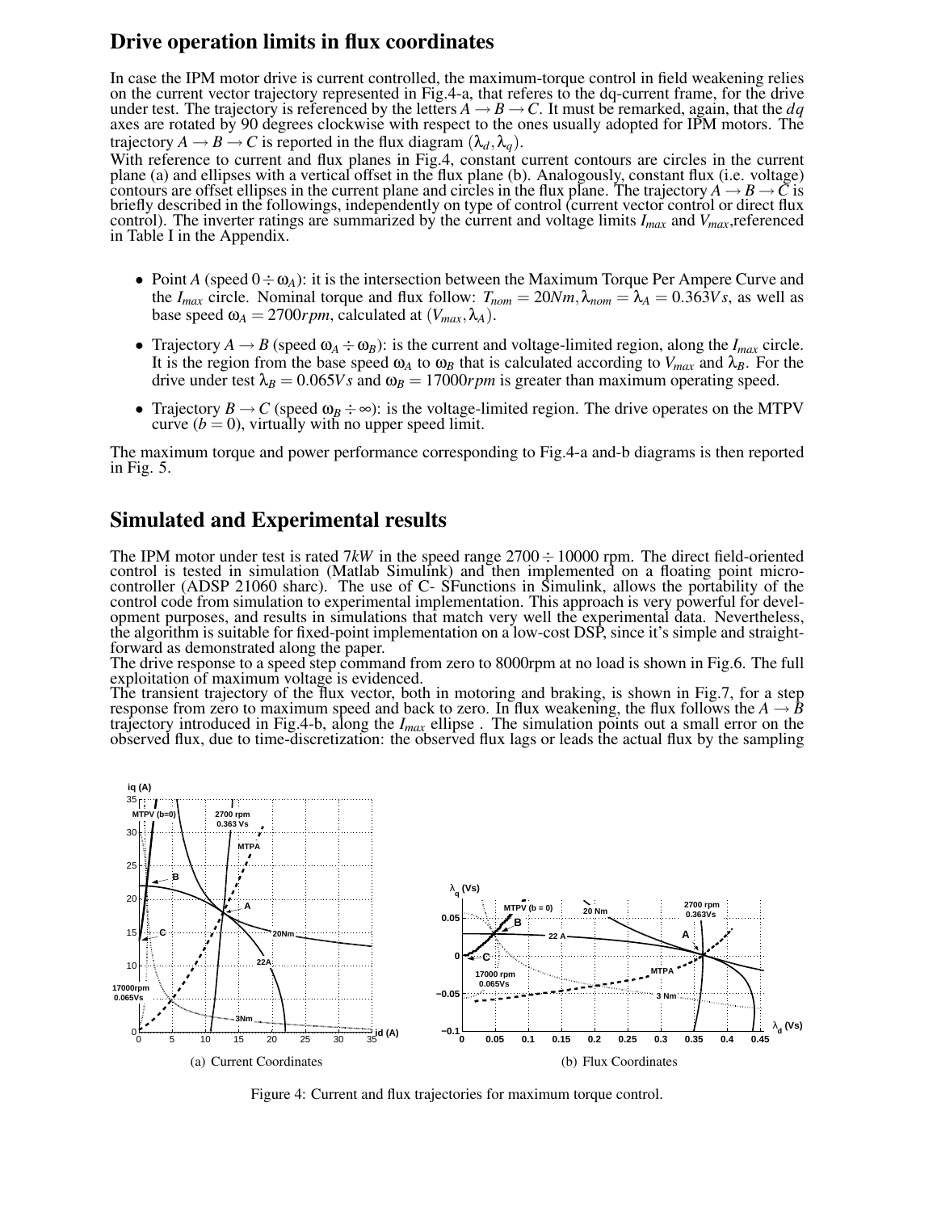## Drive operation limits in flux coordinates

In case the IPM motor drive is current controlled, the maximum-torque control in field weakening relies on the current vector trajectory represented in Fig.4-a, that referes to the dq-current frame, for the drive under test. The trajectory is referenced by the letters $A \rightarrow B \rightarrow C$. It must be remarked, again, that the $dq$ axes are rotated by 90 degrees clockwise with respect to the ones usually adopted for IPM motors. The trajectory $A \rightarrow B \rightarrow C$ is reported in the flux diagram $(\lambda_d, \lambda_q)$.
With reference to current and flux planes in Fig.4, constant current contours are circles in the current plane (a) and ellipses with a vertical offset in the flux plane (b). Analogously, constant flux (i.e. voltage) contours are offset ellipses in the current plane and circles in the flux plane. The trajectory $A \rightarrow B \rightarrow C$ is briefly described in the followings, independently on type of control (current vector control or direct flux control). The inverter ratings are summarized by the current and voltage limits $I_{max}$ and $V_{max}$, referenced in Table I in the Appendix.

- Point $A$ (speed $0 \div \omega_A$): it is the intersection between the Maximum Torque Per Ampere Curve and the $I_{max}$ circle. Nominal torque and flux follow: $T_{nom} = 20Nm, \lambda_{nom} = \lambda_A = 0.363Vs$, as well as base speed $\omega_A = 2700rpm$, calculated at $(V_{max}, \lambda_A)$.
- Trajectory $A \rightarrow B$ (speed $\omega_A \div \omega_B$): is the current and voltage-limited region, along the $I_{max}$ circle. It is the region from the base speed $\omega_A$ to $\omega_B$ that is calculated according to $V_{max}$ and $\lambda_B$. For the drive under test $\lambda_B = 0.065Vs$ and $\omega_B = 17000rpm$ is greater than maximum operating speed.
- Trajectory $B \rightarrow C$ (speed $\omega_B \div \infty$): is the voltage-limited region. The drive operates on the MTPV curve ($b = 0$), virtually with no upper speed limit.

The maximum torque and power performance corresponding to Fig.4-a and-b diagrams is then reported in Fig. 5.

## Simulated and Experimental results

The IPM motor under test is rated $7kW$ in the speed range $2700 \div 10000$ rpm. The direct field-oriented control is tested in simulation (Matlab Simulink) and then implemented on a floating point micro-controller (ADSP 21060 sharc). The use of C- SFunctions in Simulink, allows the portability of the control code from simulation to experimental implementation. This approach is very powerful for development purposes, and results in simulations that match very well the experimental data. Nevertheless, the algorithm is suitable for fixed-point implementation on a low-cost DSP, since it's simple and straightforward as demonstrated along the paper.
The drive response to a speed step command from zero to 8000rpm at no load is shown in Fig.6. The full exploitation of maximum voltage is evidenced.
The transient trajectory of the flux vector, both in motoring and braking, is shown in Fig.7, for a step response from zero to maximum speed and back to zero. In flux weakening, the flux follows the $A \rightarrow B$ trajectory introduced in Fig.4-b, along the $I_{max}$ ellipse . The simulation points out a small error on the observed flux, due to time-discretization: the observed flux lags or leads the actual flux by the sampling

(a) Current Coordinates

(b) Flux Coordinates

Figure 4: Current and flux trajectories for maximum torque control.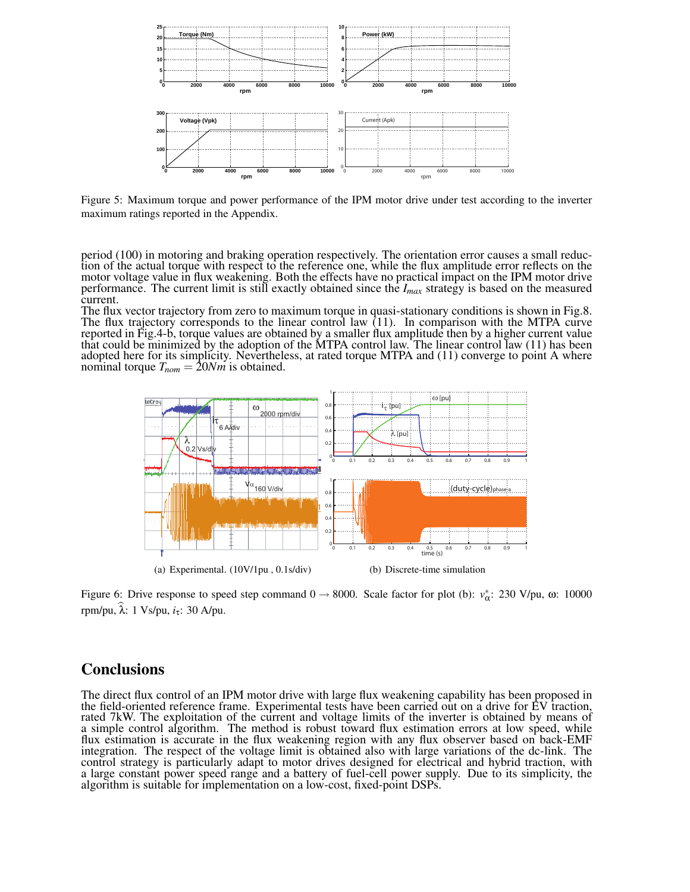Figure 5: Maximum torque and power performance of the IPM motor drive under test according to the inverter maximum ratings reported in the Appendix.

period (100) in motoring and braking operation respectively. The orientation error causes a small reduction of the actual torque with respect to the reference one, while the flux amplitude error reflects on the motor voltage value in flux weakening. Both the effects have no practical impact on the IPM motor drive performance. The current limit is still exactly obtained since the $I_{max}$ strategy is based on the measured current.
The flux vector trajectory from zero to maximum torque in quasi-stationary conditions is shown in Fig.8. The flux trajectory corresponds to the linear control law (11). In comparison with the MTPA curve reported in Fig.4-b, torque values are obtained by a smaller flux amplitude then by a higher current value that could be minimized by the adoption of the MTPA control law. The linear control law (11) has been adopted here for its simplicity. Nevertheless, at rated torque MTPA and (11) converge to point A where nominal torque $T_{nom} = 20Nm$ is obtained.

(a) Experimental. (10V/1pu , 0.1s/div)

(b) Discrete-time simulation

Figure 6: Drive response to speed step command 0 → 8000. Scale factor for plot (b): $v_\alpha^*$: 230 V/pu, ω: 10000 rpm/pu, $\widehat{\lambda}$: 1 Vs/pu, $i_\tau$: 30 A/pu.

## Conclusions

The direct flux control of an IPM motor drive with large flux weakening capability has been proposed in the field-oriented reference frame. Experimental tests have been carried out on a drive for EV traction, rated 7kW. The exploitation of the current and voltage limits of the inverter is obtained by means of a simple control algorithm. The method is robust toward flux estimation errors at low speed, while flux estimation is accurate in the flux weakening region with any flux observer based on back-EMF integration. The respect of the voltage limit is obtained also with large variations of the dc-link. The control strategy is particularly adapt to motor drives designed for electrical and hybrid traction, with a large constant power speed range and a battery of fuel-cell power supply. Due to its simplicity, the algorithm is suitable for implementation on a low-cost, fixed-point DSPs.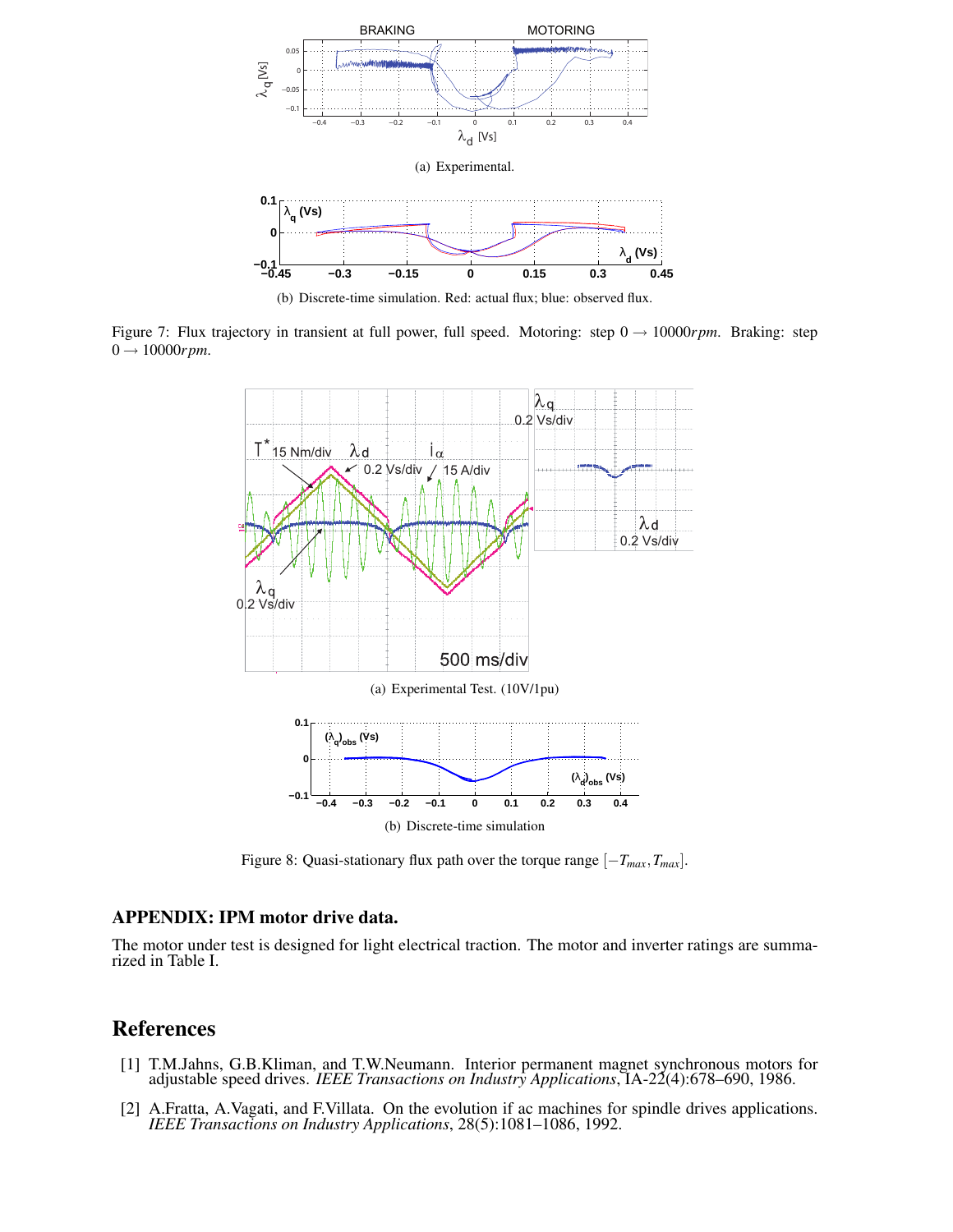(a) Experimental.

(b) Discrete-time simulation. Red: actual flux; blue: observed flux.

Figure 7: Flux trajectory in transient at full power, full speed. Motoring: step $0 \rightarrow 10000 rpm$. Braking: step $0 \rightarrow 10000 rpm$.

(a) Experimental Test. (10V/1pu)

(b) Discrete-time simulation

Figure 8: Quasi-stationary flux path over the torque range $[-T_{max}, T_{max}]$.

## APPENDIX: IPM motor drive data.

The motor under test is designed for light electrical traction. The motor and inverter ratings are summarized in Table I.

## References

[1] T.M.Jahns, G.B.Kliman, and T.W.Neumann. Interior permanent magnet synchronous motors for adjustable speed drives. *IEEE Transactions on Industry Applications*, IA-22(4):678–690, 1986.

[2] A.Fratta, A.Vagati, and F.Villata. On the evolution if ac machines for spindle drives applications. *IEEE Transactions on Industry Applications*, 28(5):1081–1086, 1992.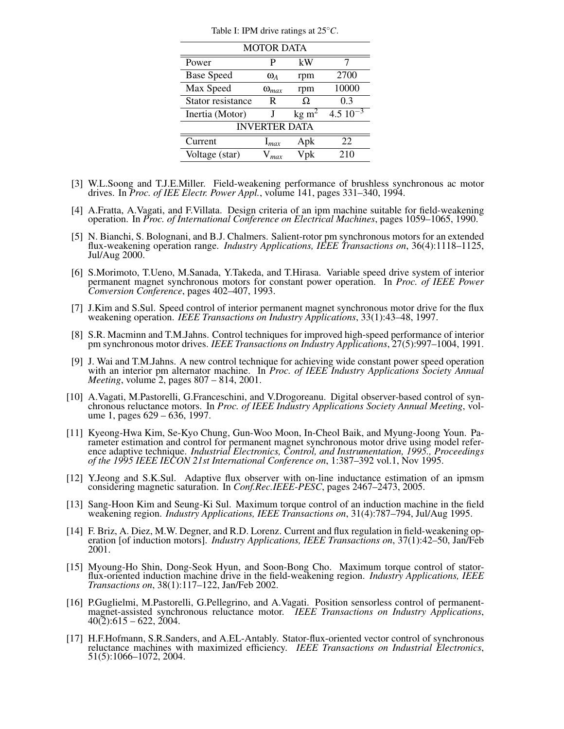Table I: IPM drive ratings at $25°C$.

| MOTOR DATA | | | |
|---|---|---|---|
| Power | P | kW | 7 |
| Base Speed | $\omega_A$ | rpm | 2700 |
| Max Speed | $\omega_{max}$ | rpm | 10000 |
| Stator resistance | R | $\Omega$ | 0.3 |
| Inertia (Motor) | J | kg $m^2$ | $4.5\ 10^{-3}$ |
| **INVERTER DATA** | | | |
| Current | $I_{max}$ | Apk | 22 |
| Voltage (star) | $V_{max}$ | Vpk | 210 |

[3] W.L.Soong and T.J.E.Miller. Field-weakening performance of brushless synchronous ac motor drives. In *Proc. of IEE Electr. Power Appl.*, volume 141, pages 331–340, 1994.

[4] A.Fratta, A.Vagati, and F.Villata. Design criteria of an ipm machine suitable for field-weakening operation. In *Proc. of International Conference on Electrical Machines*, pages 1059–1065, 1990.

[5] N. Bianchi, S. Bolognani, and B.J. Chalmers. Salient-rotor pm synchronous motors for an extended flux-weakening operation range. *Industry Applications, IEEE Transactions on*, 36(4):1118–1125, Jul/Aug 2000.

[6] S.Morimoto, T.Ueno, M.Sanada, Y.Takeda, and T.Hirasa. Variable speed drive system of interior permanent magnet synchronous motors for constant power operation. In *Proc. of IEEE Power Conversion Conference*, pages 402–407, 1993.

[7] J.Kim and S.Sul. Speed control of interior permanent magnet synchronous motor drive for the flux weakening operation. *IEEE Transactions on Industry Applications*, 33(1):43–48, 1997.

[8] S.R. Macminn and T.M.Jahns. Control techniques for improved high-speed performance of interior pm synchronous motor drives. *IEEE Transactions on Industry Applications*, 27(5):997–1004, 1991.

[9] J. Wai and T.M.Jahns. A new control technique for achieving wide constant power speed operation with an interior pm alternator machine. In *Proc. of IEEE Industry Applications Society Annual Meeting*, volume 2, pages 807 – 814, 2001.

[10] A.Vagati, M.Pastorelli, G.Franceschini, and V.Drogoreanu. Digital observer-based control of synchronous reluctance motors. In *Proc. of IEEE Industry Applications Society Annual Meeting*, volume 1, pages 629 – 636, 1997.

[11] Kyeong-Hwa Kim, Se-Kyo Chung, Gun-Woo Moon, In-Cheol Baik, and Myung-Joong Youn. Parameter estimation and control for permanent magnet synchronous motor drive using model reference adaptive technique. *Industrial Electronics, Control, and Instrumentation, 1995., Proceedings of the 1995 IEEE IECON 21st International Conference on*, 1:387–392 vol.1, Nov 1995.

[12] Y.Jeong and S.K.Sul. Adaptive flux observer with on-line inductance estimation of an ipmsm considering magnetic saturation. In *Conf.Rec.IEEE-PESC*, pages 2467–2473, 2005.

[13] Sang-Hoon Kim and Seung-Ki Sul. Maximum torque control of an induction machine in the field weakening region. *Industry Applications, IEEE Transactions on*, 31(4):787–794, Jul/Aug 1995.

[14] F. Briz, A. Diez, M.W. Degner, and R.D. Lorenz. Current and flux regulation in field-weakening operation [of induction motors]. *Industry Applications, IEEE Transactions on*, 37(1):42–50, Jan/Feb 2001.

[15] Myoung-Ho Shin, Dong-Seok Hyun, and Soon-Bong Cho. Maximum torque control of stator-flux-oriented induction machine drive in the field-weakening region. *Industry Applications, IEEE Transactions on*, 38(1):117–122, Jan/Feb 2002.

[16] P.Guglielmi, M.Pastorelli, G.Pellegrino, and A.Vagati. Position sensorless control of permanent-magnet-assisted synchronous reluctance motor. *IEEE Transactions on Industry Applications*, 40(2):615 – 622, 2004.

[17] H.F.Hofmann, S.R.Sanders, and A.EL-Antably. Stator-flux-oriented vector control of synchronous reluctance machines with maximized efficiency. *IEEE Transactions on Industrial Electronics*, 51(5):1066–1072, 2004.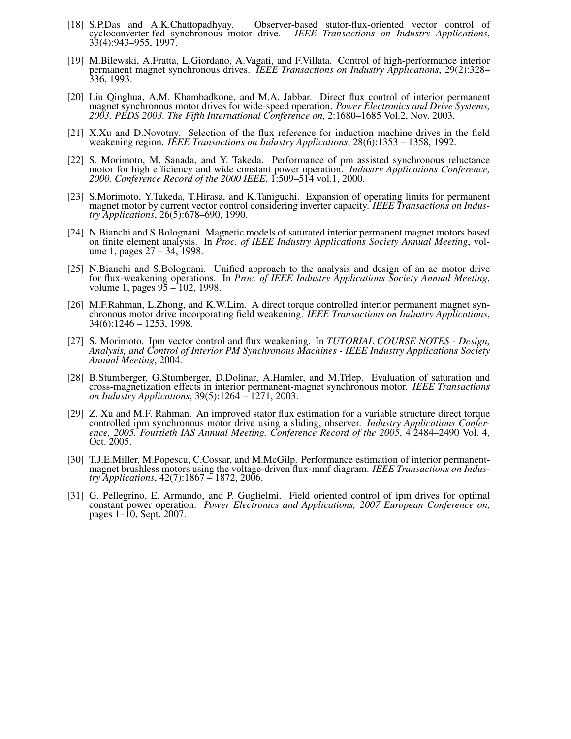[18] S.P.Das and A.K.Chattopadhyay. Observer-based stator-flux-oriented vector control of cycloconverter-fed synchronous motor drive. *IEEE Transactions on Industry Applications*, 33(4):943–955, 1997.

[19] M.Bilewski, A.Fratta, L.Giordano, A.Vagati, and F.Villata. Control of high-performance interior permanent magnet synchronous drives. *IEEE Transactions on Industry Applications*, 29(2):328–336, 1993.

[20] Liu Qinghua, A.M. Khambadkone, and M.A. Jabbar. Direct flux control of interior permanent magnet synchronous motor drives for wide-speed operation. *Power Electronics and Drive Systems, 2003. PEDS 2003. The Fifth International Conference on*, 2:1680–1685 Vol.2, Nov. 2003.

[21] X.Xu and D.Novotny. Selection of the flux reference for induction machine drives in the field weakening region. *IEEE Transactions on Industry Applications*, 28(6):1353 – 1358, 1992.

[22] S. Morimoto, M. Sanada, and Y. Takeda. Performance of pm assisted synchronous reluctance motor for high efficiency and wide constant power operation. *Industry Applications Conference, 2000. Conference Record of the 2000 IEEE*, 1:509–514 vol.1, 2000.

[23] S.Morimoto, Y.Takeda, T.Hirasa, and K.Taniguchi. Expansion of operating limits for permanent magnet motor by current vector control considering inverter capacity. *IEEE Transactions on Industry Applications*, 26(5):678–690, 1990.

[24] N.Bianchi and S.Bolognani. Magnetic models of saturated interior permanent magnet motors based on finite element analysis. In *Proc. of IEEE Industry Applications Society Annual Meeting*, volume 1, pages 27 – 34, 1998.

[25] N.Bianchi and S.Bolognani. Unified approach to the analysis and design of an ac motor drive for flux-weakening operations. In *Proc. of IEEE Industry Applications Society Annual Meeting*, volume 1, pages 95 – 102, 1998.

[26] M.F.Rahman, L.Zhong, and K.W.Lim. A direct torque controlled interior permanent magnet synchronous motor drive incorporating field weakening. *IEEE Transactions on Industry Applications*, 34(6):1246 – 1253, 1998.

[27] S. Morimoto. Ipm vector control and flux weakening. In *TUTORIAL COURSE NOTES - Design, Analysis, and Control of Interior PM Synchronous Machines - IEEE Industry Applications Society Annual Meeting*, 2004.

[28] B.Stumberger, G.Stumberger, D.Dolinar, A.Hamler, and M.Trlep. Evaluation of saturation and cross-magnetization effects in interior permanent-magnet synchronous motor. *IEEE Transactions on Industry Applications*, 39(5):1264 – 1271, 2003.

[29] Z. Xu and M.F. Rahman. An improved stator flux estimation for a variable structure direct torque controlled ipm synchronous motor drive using a sliding, observer. *Industry Applications Conference, 2005. Fourtieth IAS Annual Meeting. Conference Record of the 2005*, 4:2484–2490 Vol. 4, Oct. 2005.

[30] T.J.E.Miller, M.Popescu, C.Cossar, and M.McGilp. Performance estimation of interior permanent-magnet brushless motors using the voltage-driven flux-mmf diagram. *IEEE Transactions on Industry Applications*, 42(7):1867 – 1872, 2006.

[31] G. Pellegrino, E. Armando, and P. Guglielmi. Field oriented control of ipm drives for optimal constant power operation. *Power Electronics and Applications, 2007 European Conference on*, pages 1–10, Sept. 2007.